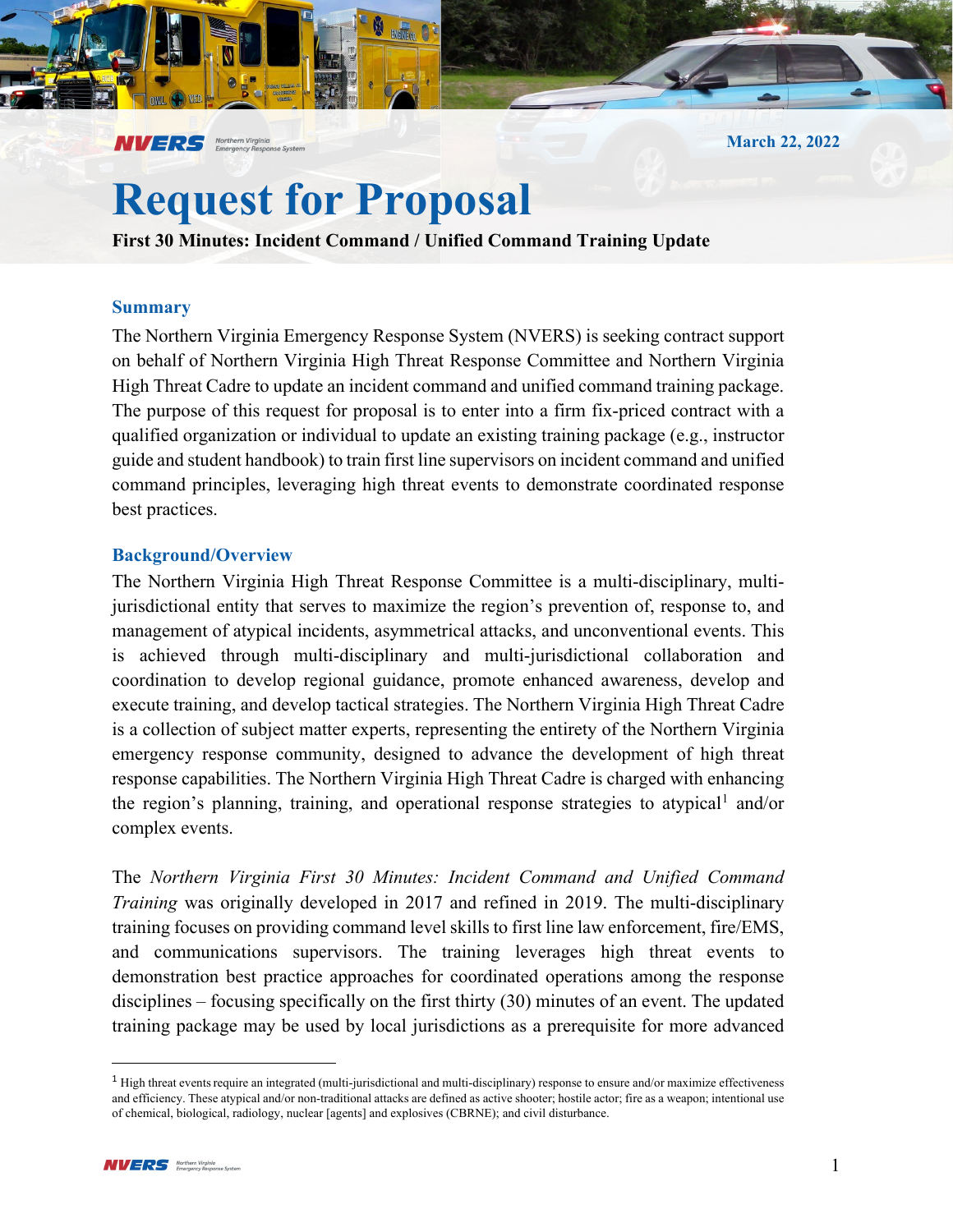March 22, 2022

# Request for Proposal

**First 30 Minutes: Incident Command / Unified Command Training Update**

## Summary

The Northern Virginia Emergency Response System (NVERS) is seeking contract support on behalf of Northern Virginia High Threat Response Committee and Northern Virginia High Threat Cadre to update an incident command and unified command training package. The purpose of this request for proposal is to enter into a firm fix-priced contract with a qualified organization or individual to update an existing training package (e.g., instructor guide and student handbook) to train first line supervisors on incident command and unified command principles, leveraging high threat events to demonstrate coordinated response best practices.

## Background/Overview

The Northern Virginia High Threat Response Committee is a multi-disciplinary, multi-jurisdictional entity that serves to maximize the region's prevention of, response to, and management of atypical incidents, asymmetrical attacks, and unconventional events. This is achieved through multi-disciplinary and multi-jurisdictional collaboration and coordination to develop regional guidance, promote enhanced awareness, develop and execute training, and develop tactical strategies. The Northern Virginia High Threat Cadre is a collection of subject matter experts, representing the entirety of the Northern Virginia emergency response community, designed to advance the development of high threat response capabilities. The Northern Virginia High Threat Cadre is charged with enhancing the region's planning, training, and operational response strategies to atypical[1] and/or complex events.

The *Northern Virginia First 30 Minutes: Incident Command and Unified Command Training* was originally developed in 2017 and refined in 2019. The multi-disciplinary training focuses on providing command level skills to first line law enforcement, fire/EMS, and communications supervisors. The training leverages high threat events to demonstration best practice approaches for coordinated operations among the response disciplines – focusing specifically on the first thirty (30) minutes of an event. The updated training package may be used by local jurisdictions as a prerequisite for more advanced

[1] High threat events require an integrated (multi-jurisdictional and multi-disciplinary) response to ensure and/or maximize effectiveness and efficiency. These atypical and/or non-traditional attacks are defined as active shooter; hostile actor; fire as a weapon; intentional use of chemical, biological, radiology, nuclear [agents] and explosives (CBRNE); and civil disturbance.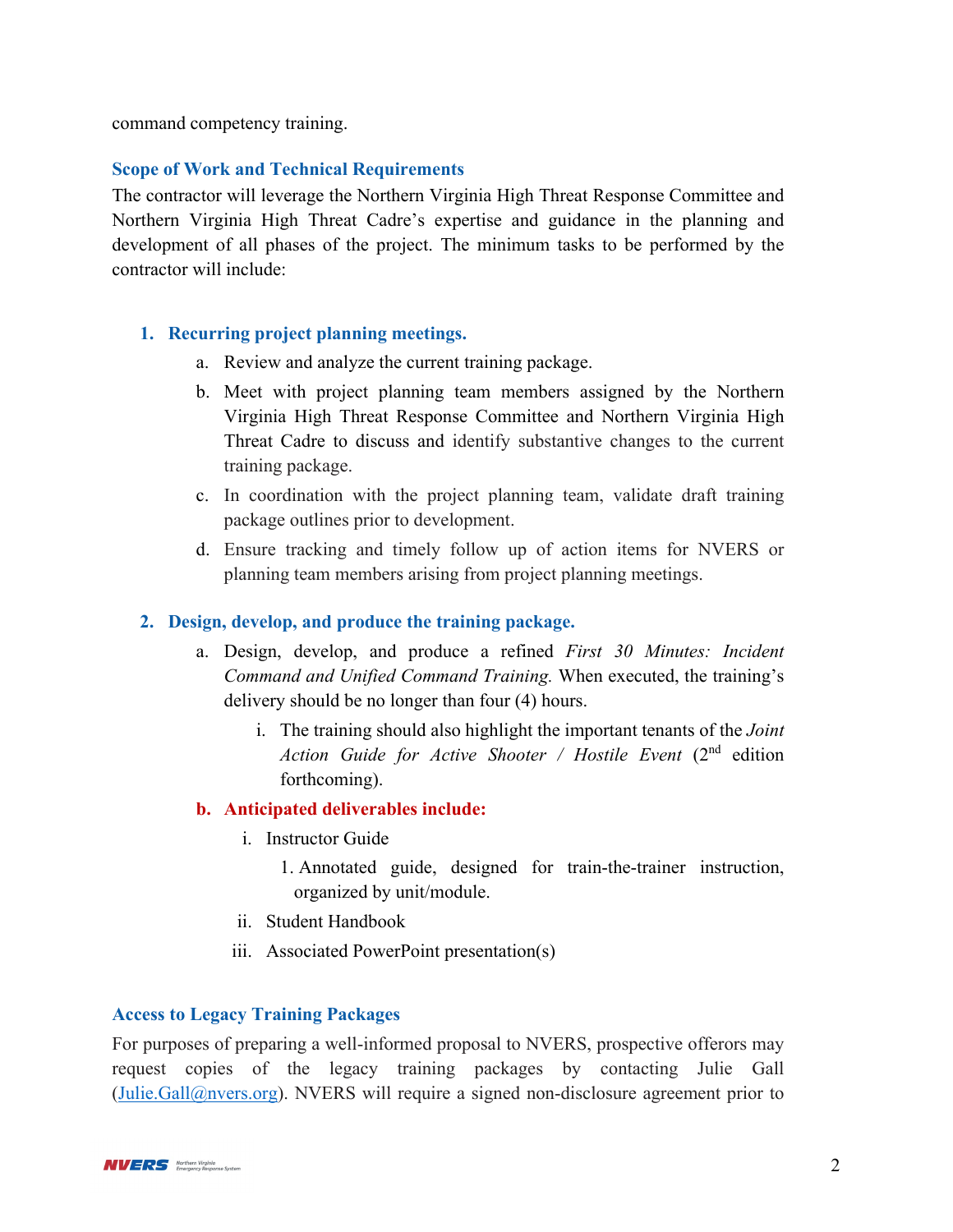command competency training.

### Scope of Work and Technical Requirements

The contractor will leverage the Northern Virginia High Threat Response Committee and Northern Virginia High Threat Cadre's expertise and guidance in the planning and development of all phases of the project. The minimum tasks to be performed by the contractor will include:

1. **Recurring project planning meetings.**
   a. Review and analyze the current training package.
   b. Meet with project planning team members assigned by the Northern Virginia High Threat Response Committee and Northern Virginia High Threat Cadre to discuss and identify substantive changes to the current training package.
   c. In coordination with the project planning team, validate draft training package outlines prior to development.
   d. Ensure tracking and timely follow up of action items for NVERS or planning team members arising from project planning meetings.

2. **Design, develop, and produce the training package.**
   a. Design, develop, and produce a refined *First 30 Minutes: Incident Command and Unified Command Training.* When executed, the training's delivery should be no longer than four (4) hours.
      i. The training should also highlight the important tenants of the *Joint Action Guide for Active Shooter / Hostile Event* (2nd edition forthcoming).

   **b. Anticipated deliverables include:**
      i. Instructor Guide
         1. Annotated guide, designed for train-the-trainer instruction, organized by unit/module.
      ii. Student Handbook
      iii. Associated PowerPoint presentation(s)

### Access to Legacy Training Packages

For purposes of preparing a well-informed proposal to NVERS, prospective offerors may request copies of the legacy training packages by contacting Julie Gall (Julie.Gall@nvers.org). NVERS will require a signed non-disclosure agreement prior to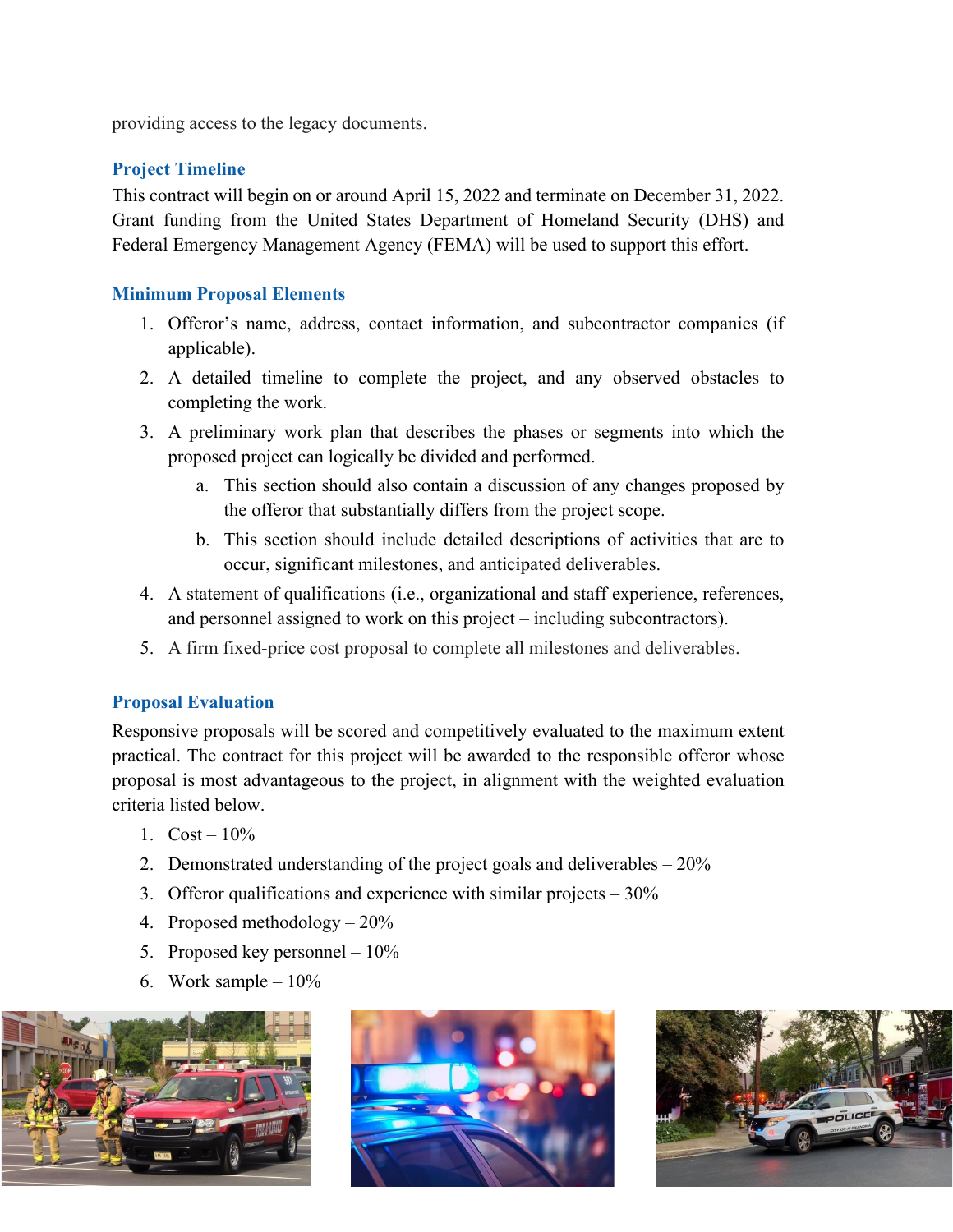providing access to the legacy documents.

## Project Timeline

This contract will begin on or around April 15, 2022 and terminate on December 31, 2022. Grant funding from the United States Department of Homeland Security (DHS) and Federal Emergency Management Agency (FEMA) will be used to support this effort.

## Minimum Proposal Elements

1. Offeror's name, address, contact information, and subcontractor companies (if applicable).
2. A detailed timeline to complete the project, and any observed obstacles to completing the work.
3. A preliminary work plan that describes the phases or segments into which the proposed project can logically be divided and performed.
   a. This section should also contain a discussion of any changes proposed by the offeror that substantially differs from the project scope.
   b. This section should include detailed descriptions of activities that are to occur, significant milestones, and anticipated deliverables.
4. A statement of qualifications (i.e., organizational and staff experience, references, and personnel assigned to work on this project – including subcontractors).
5. A firm fixed-price cost proposal to complete all milestones and deliverables.

## Proposal Evaluation

Responsive proposals will be scored and competitively evaluated to the maximum extent practical. The contract for this project will be awarded to the responsible offeror whose proposal is most advantageous to the project, in alignment with the weighted evaluation criteria listed below.

1. Cost – 10%
2. Demonstrated understanding of the project goals and deliverables – 20%
3. Offeror qualifications and experience with similar projects – 30%
4. Proposed methodology – 20%
5. Proposed key personnel – 10%
6. Work sample – 10%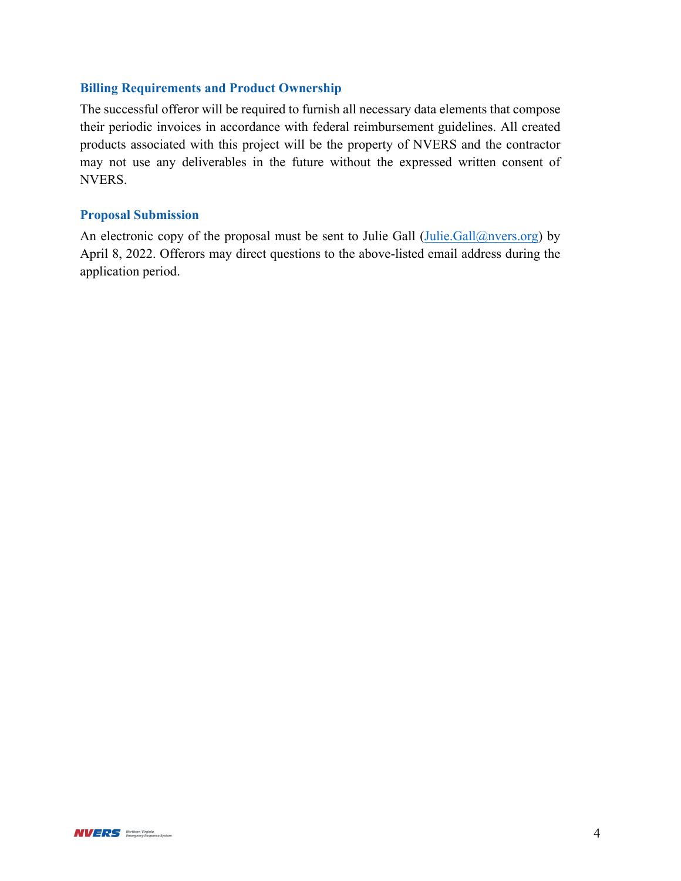### Billing Requirements and Product Ownership

The successful offeror will be required to furnish all necessary data elements that compose their periodic invoices in accordance with federal reimbursement guidelines. All created products associated with this project will be the property of NVERS and the contractor may not use any deliverables in the future without the expressed written consent of NVERS.

### Proposal Submission

An electronic copy of the proposal must be sent to Julie Gall ([Julie.Gall@nvers.org](mailto:Julie.Gall@nvers.org)) by April 8, 2022. Offerors may direct questions to the above-listed email address during the application period.